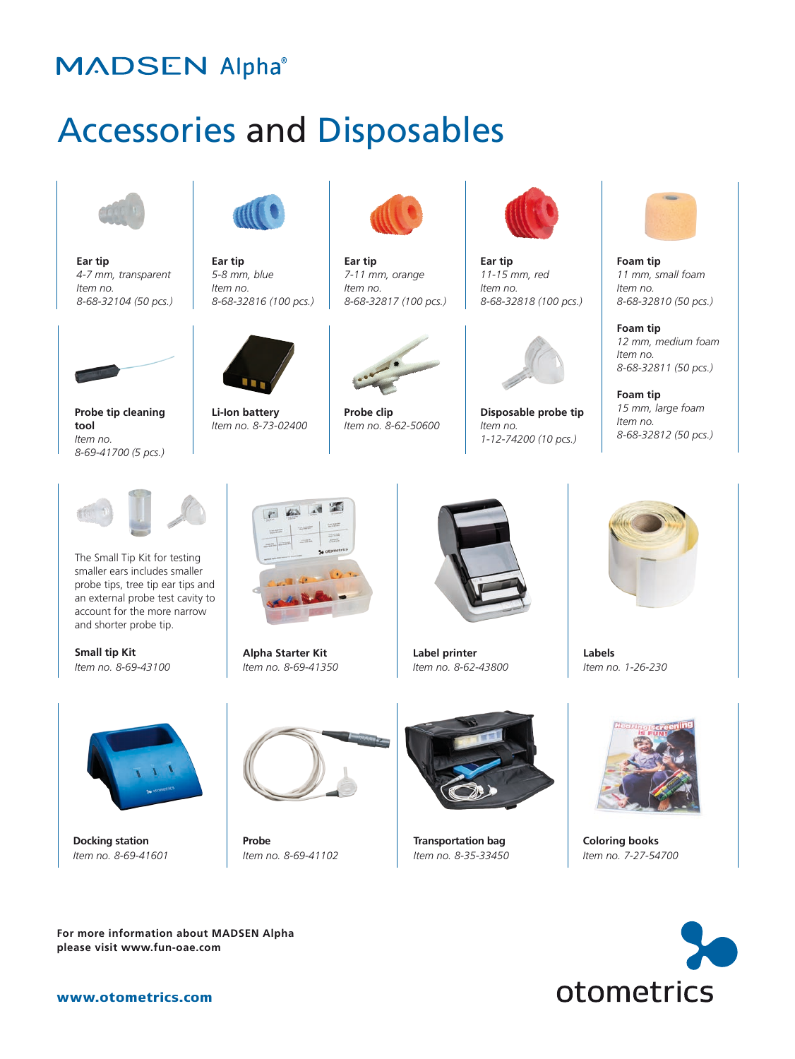# MADSEN Alpha®

## Accessories and Disposables

**Ear tip**
*4-7 mm, transparent*
*Item no.*
*8-68-32104 (50 pcs.)*

**Ear tip**
*5-8 mm, blue*
*Item no.*
*8-68-32816 (100 pcs.)*

**Ear tip**
*7-11 mm, orange*
*Item no.*
*8-68-32817 (100 pcs.)*

**Ear tip**
*11-15 mm, red*
*Item no.*
*8-68-32818 (100 pcs.)*

**Foam tip**
*11 mm, small foam*
*Item no.*
*8-68-32810 (50 pcs.)*

**Foam tip**
*12 mm, medium foam*
*Item no.*
*8-68-32811 (50 pcs.)*

**Foam tip**
*15 mm, large foam*
*Item no.*
*8-68-32812 (50 pcs.)*

**Probe tip cleaning tool**
*Item no.*
*8-69-41700 (5 pcs.)*

**Li-Ion battery**
*Item no. 8-73-02400*

**Probe clip**
*Item no. 8-62-50600*

**Disposable probe tip**
*Item no.*
*1-12-74200 (10 pcs.)*

The Small Tip Kit for testing smaller ears includes smaller probe tips, tree tip ear tips and an external probe test cavity to account for the more narrow and shorter probe tip.

**Small tip Kit**
*Item no. 8-69-43100*

**Alpha Starter Kit**
*Item no. 8-69-41350*

**Label printer**
*Item no. 8-62-43800*

**Labels**
*Item no. 1-26-230*

**Docking station**
*Item no. 8-69-41601*

**Probe**
*Item no. 8-69-41102*

**Transportation bag**
*Item no. 8-35-33450*

**Coloring books**
*Item no. 7-27-54700*

**For more information about MADSEN Alpha please visit www.fun-oae.com**

**www.otometrics.com**

otometrics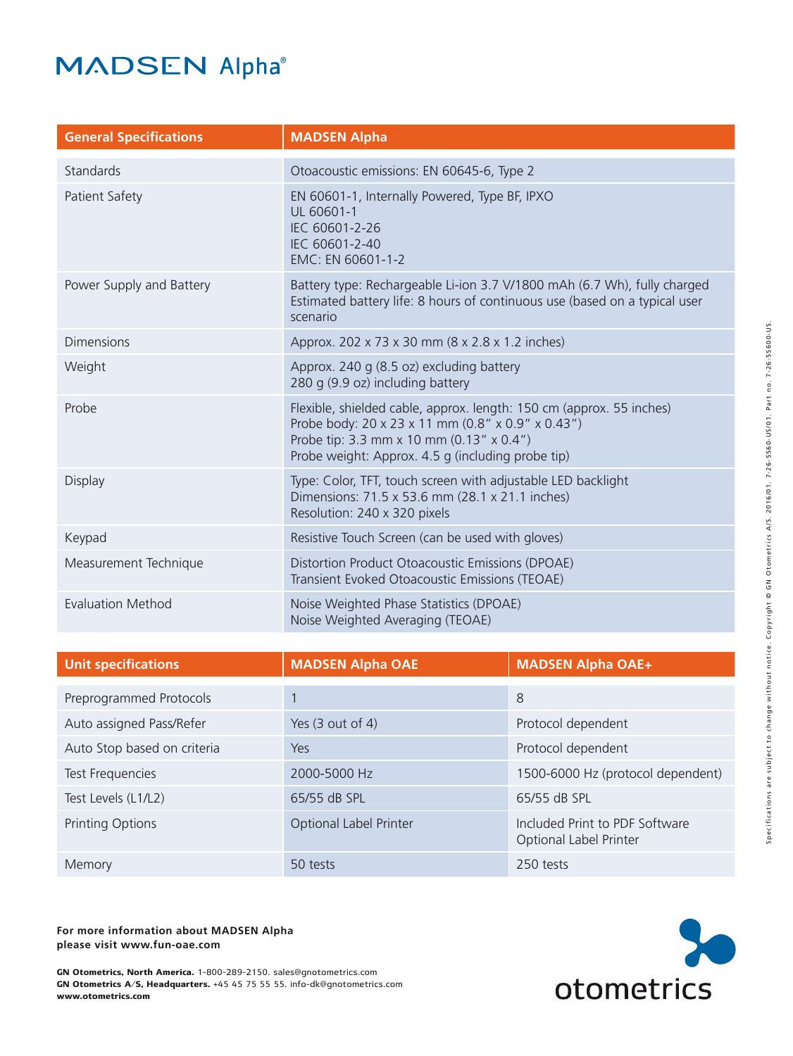# MADSEN Alpha®

| General Specifications | MADSEN Alpha |
|---|---|
| Standards | Otoacoustic emissions: EN 60645-6, Type 2 |
| Patient Safety | EN 60601-1, Internally Powered, Type BF, IPXO<br>UL 60601-1<br>IEC 60601-2-26<br>IEC 60601-2-40<br>EMC: EN 60601-1-2 |
| Power Supply and Battery | Battery type: Rechargeable Li-ion 3.7 V/1800 mAh (6.7 Wh), fully charged<br>Estimated battery life: 8 hours of continuous use (based on a typical user scenario |
| Dimensions | Approx. 202 x 73 x 30 mm (8 x 2.8 x 1.2 inches) |
| Weight | Approx. 240 g (8.5 oz) excluding battery<br>280 g (9.9 oz) including battery |
| Probe | Flexible, shielded cable, approx. length: 150 cm (approx. 55 inches)<br>Probe body: 20 x 23 x 11 mm (0.8" x 0.9" x 0.43")<br>Probe tip: 3.3 mm x 10 mm (0.13" x 0.4")<br>Probe weight: Approx. 4.5 g (including probe tip) |
| Display | Type: Color, TFT, touch screen with adjustable LED backlight<br>Dimensions: 71.5 x 53.6 mm (28.1 x 21.1 inches)<br>Resolution: 240 x 320 pixels |
| Keypad | Resistive Touch Screen (can be used with gloves) |
| Measurement Technique | Distortion Product Otoacoustic Emissions (DPOAE)<br>Transient Evoked Otoacoustic Emissions (TEOAE) |
| Evaluation Method | Noise Weighted Phase Statistics (DPOAE)<br>Noise Weighted Averaging (TEOAE) |

| Unit specifications | MADSEN Alpha OAE | MADSEN Alpha OAE+ |
|---|---|---|
| Preprogrammed Protocols | 1 | 8 |
| Auto assigned Pass/Refer | Yes (3 out of 4) | Protocol dependent |
| Auto Stop based on criteria | Yes | Protocol dependent |
| Test Frequencies | 2000-5000 Hz | 1500-6000 Hz (protocol dependent) |
| Test Levels (L1/L2) | 65/55 dB SPL | 65/55 dB SPL |
| Printing Options | Optional Label Printer | Included Print to PDF Software<br>Optional Label Printer |
| Memory | 50 tests | 250 tests |

**For more information about MADSEN Alpha please visit www.fun-oae.com**

**GN Otometrics, North America.** 1-800-289-2150. sales@gnotometrics.com
**GN Otometrics A/S, Headquarters.** +45 45 75 55 55. info-dk@gnotometrics.com
**www.otometrics.com**

otometrics

Specifications are subject to change without notice. Copyright © GN Otometrics A/S. 2016/01. 7-26-5560-US/01. Part no. 7-26-55600-US.